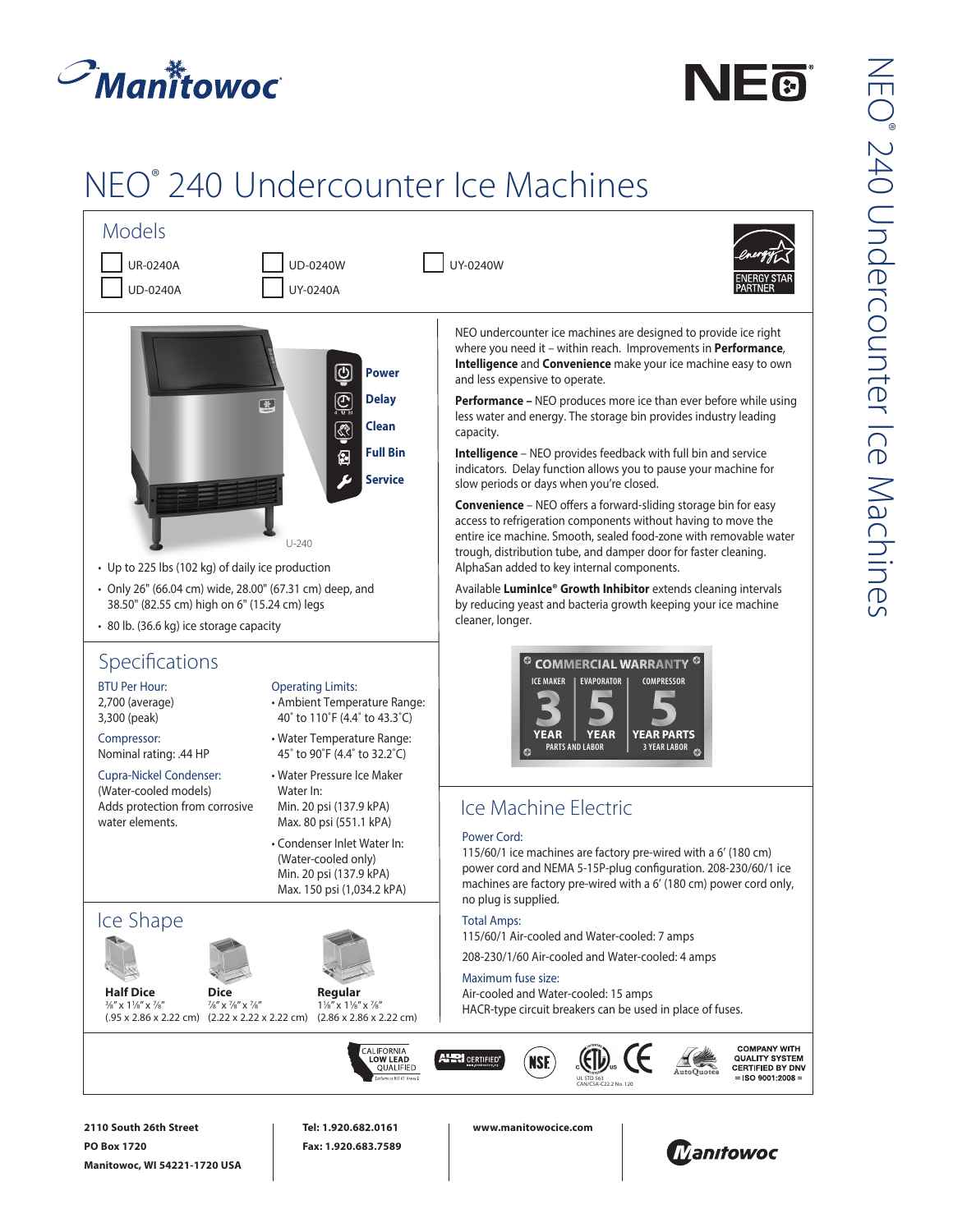# NEO® 240 Undercounter Ice Machines

## Models

- ☐ UR-0240A
- ☐ UD-0240A
- ☐ UD-0240W
- ☐ UY-0240A
- ☐ UY-0240W

ENERGY STAR PARTNER

Power
Delay
Clean
Full Bin
Service

U-240

- Up to 225 lbs (102 kg) of daily ice production
- Only 26" (66.04 cm) wide, 28.00" (67.31 cm) deep, and 38.50" (82.55 cm) high on 6" (15.24 cm) legs
- 80 lb. (36.6 kg) ice storage capacity

NEO undercounter ice machines are designed to provide ice right where you need it – within reach. Improvements in **Performance**, **Intelligence** and **Convenience** make your ice machine easy to own and less expensive to operate.

**Performance –** NEO produces more ice than ever before while using less water and energy. The storage bin provides industry leading capacity.

**Intelligence** – NEO provides feedback with full bin and service indicators. Delay function allows you to pause your machine for slow periods or days when you're closed.

**Convenience** – NEO offers a forward-sliding storage bin for easy access to refrigeration components without having to move the entire ice machine. Smooth, sealed food-zone with removable water trough, distribution tube, and damper door for faster cleaning. AlphaSan added to key internal components.

Available **LuminIce® Growth Inhibitor** extends cleaning intervals by reducing yeast and bacteria growth keeping your ice machine cleaner, longer.

**COMMERCIAL WARRANTY**

| ICE MAKER | EVAPORATOR | COMPRESSOR |
|---|---|---|
| 3 YEAR | 5 YEAR | 5 YEAR PARTS |
| PARTS AND LABOR | | 3 YEAR LABOR |

## Specifications

**BTU Per Hour:**
2,700 (average)
3,300 (peak)

**Compressor:**
Nominal rating: .44 HP

**Cupra-Nickel Condenser:**
(Water-cooled models)
Adds protection from corrosive water elements.

**Operating Limits:**
- Ambient Temperature Range: 40° to 110°F (4.4° to 43.3°C)
- Water Temperature Range: 45° to 90°F (4.4° to 32.2°C)
- Water Pressure Ice Maker Water In: Min. 20 psi (137.9 kPA) Max. 80 psi (551.1 kPA)
- Condenser Inlet Water In: (Water-cooled only) Min. 20 psi (137.9 kPA) Max. 150 psi (1,034.2 kPA)

## Ice Machine Electric

**Power Cord:**
115/60/1 ice machines are factory pre-wired with a 6' (180 cm) power cord and NEMA 5-15P-plug configuration. 208-230/60/1 ice machines are factory pre-wired with a 6' (180 cm) power cord only, no plug is supplied.

**Total Amps:**
115/60/1 Air-cooled and Water-cooled: 7 amps

208-230/1/60 Air-cooled and Water-cooled: 4 amps

**Maximum fuse size:**
Air-cooled and Water-cooled: 15 amps
HACR-type circuit breakers can be used in place of fuses.

## Ice Shape

| Half Dice | Dice | Regular |
|---|---|---|
| ⅜" x 1⅛" x ⅞" | ⅞" x ⅞" x ⅞" | 1⅛" x 1⅛" x ⅞" |
| (.95 x 2.86 x 2.22 cm) | (2.22 x 2.22 x 2.22 cm) | (2.86 x 2.86 x 2.22 cm) |

CALIFORNIA LOW LEAD QUALIFIED · AHRI CERTIFIED · NSF · ETL (UL STD 563, CAN/CSA-C22.2 No. 120) · CE · AutoQuotes · COMPANY WITH QUALITY SYSTEM CERTIFIED BY DNV = ISO 9001:2008 =

2110 South 26th Street
PO Box 1720
Manitowoc, WI 54221-1720 USA

Tel: 1.920.682.0161
Fax: 1.920.683.7589

www.manitowocice.com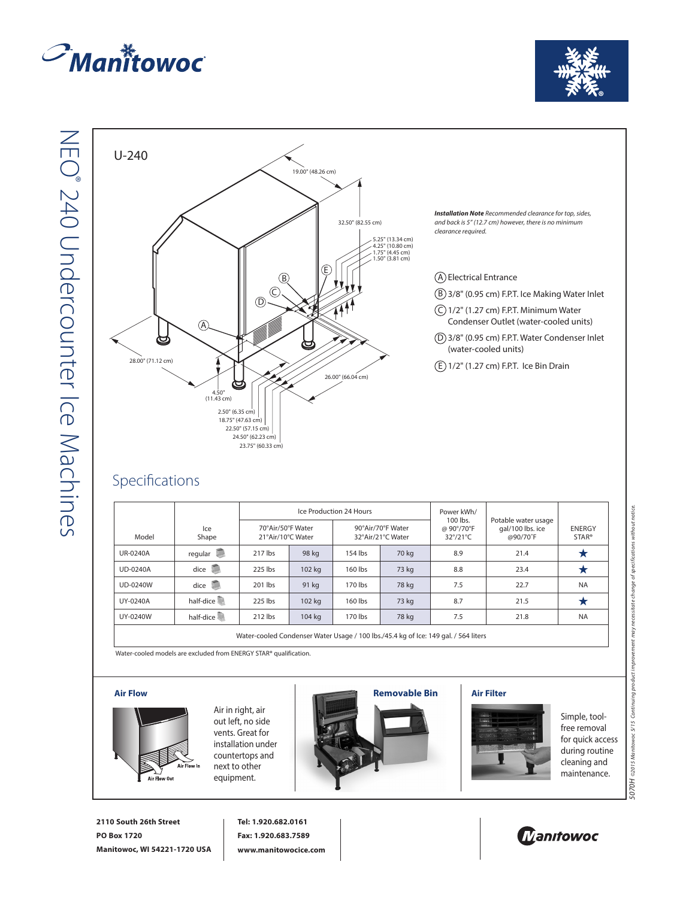# NEO® 240 Undercounter Ice Machines

## U-240

19.00" (48.26 cm)
32.50" (82.55 cm)
5.25" (13.34 cm)
4.25" (10.80 cm)
1.75" (4.45 cm)
1.50" (3.81 cm)
28.00" (71.12 cm)
26.00" (66.04 cm)
4.50" (11.43 cm)
2.50" (6.35 cm)
18.75" (47.63 cm)
22.50" (57.15 cm)
24.50" (62.23 cm)
23.75" (60.33 cm)

***Installation Note*** *Recommended clearance for top, sides, and back is 5" (12.7 cm) however, there is no minimum clearance required.*

- (A) Electrical Entrance
- (B) 3/8" (0.95 cm) F.P.T. Ice Making Water Inlet
- (C) 1/2" (1.27 cm) F.P.T. Minimum Water Condenser Outlet (water-cooled units)
- (D) 3/8" (0.95 cm) F.P.T. Water Condenser Inlet (water-cooled units)
- (E) 1/2" (1.27 cm) F.P.T. Ice Bin Drain

## Specifications

| Model | Ice Shape | Ice Production 24 Hours | | | | Power kWh/ 100 lbs. @ 90°/70°F 32°/21°C | Potable water usage gal/100 lbs. ice @90/70°F | ENERGY STAR® |
|---|---|---|---|---|---|---|---|---|
| | | 70°Air/50°F Water 21°Air/10°C Water | | 90°Air/70°F Water 32°Air/21°C Water | | | | |
| UR-0240A | regular | 217 lbs | 98 kg | 154 lbs | 70 kg | 8.9 | 21.4 | ★ |
| UD-0240A | dice | 225 lbs | 102 kg | 160 lbs | 73 kg | 8.8 | 23.4 | ★ |
| UD-0240W | dice | 201 lbs | 91 kg | 170 lbs | 78 kg | 7.5 | 22.7 | NA |
| UY-0240A | half-dice | 225 lbs | 102 kg | 160 lbs | 73 kg | 8.7 | 21.5 | ★ |
| UY-0240W | half-dice | 212 lbs | 104 kg | 170 lbs | 78 kg | 7.5 | 21.8 | NA |
| Water-cooled Condenser Water Usage / 100 lbs./45.4 kg of Ice: 149 gal. / 564 liters | | | | | | | | |

Water-cooled models are excluded from ENERGY STAR® qualification.

### Air Flow

Air Flow In
Air Flow Out

Air in right, air out left, no side vents. Great for installation under countertops and next to other equipment.

### Removable Bin

### Air Filter

Simple, tool-free removal for quick access during routine cleaning and maintenance.

5070H ©2015 Manitowoc 5/15 Continuing product improvement may necessitate change of specifications without notice.

**2110 South 26th Street**
**PO Box 1720**
**Manitowoc, WI 54221-1720 USA**

**Tel: 1.920.682.0161**
**Fax: 1.920.683.7589**
**www.manitowocice.com**